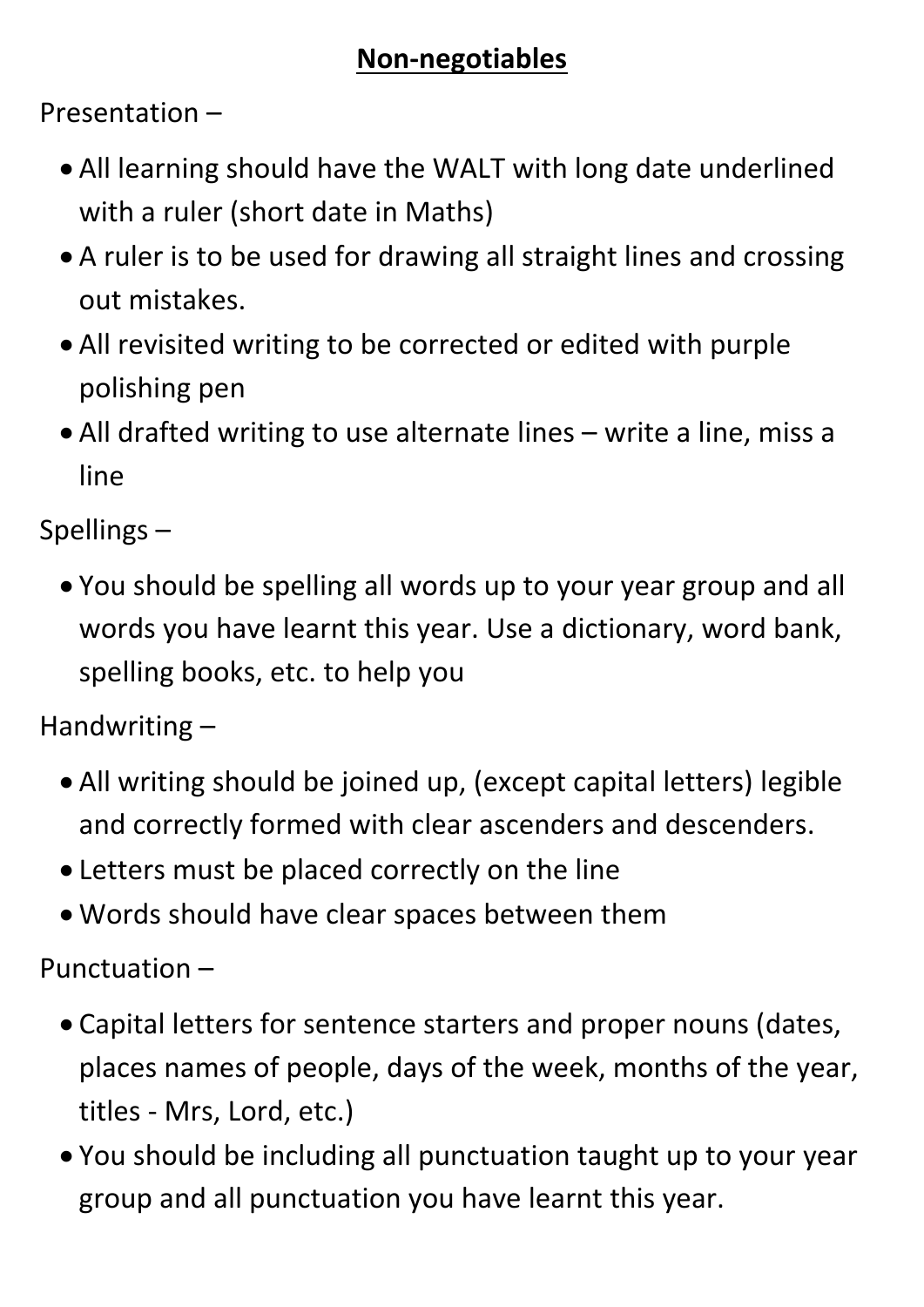# **Non-negotiables**

Presentation –

- All learning should have the WALT with long date underlined with a ruler (short date in Maths)
- A ruler is to be used for drawing all straight lines and crossing out mistakes.
- All revisited writing to be corrected or edited with purple polishing pen
- All drafted writing to use alternate lines – write a line, miss a line

Spellings –

- You should be spelling all words up to your year group and all words you have learnt this year. Use a dictionary, word bank, spelling books, etc. to help you

Handwriting –

- All writing should be joined up, (except capital letters) legible and correctly formed with clear ascenders and descenders.
- Letters must be placed correctly on the line
- Words should have clear spaces between them

Punctuation –

- Capital letters for sentence starters and proper nouns (dates, places names of people, days of the week, months of the year, titles - Mrs, Lord, etc.)
- You should be including all punctuation taught up to your year group and all punctuation you have learnt this year.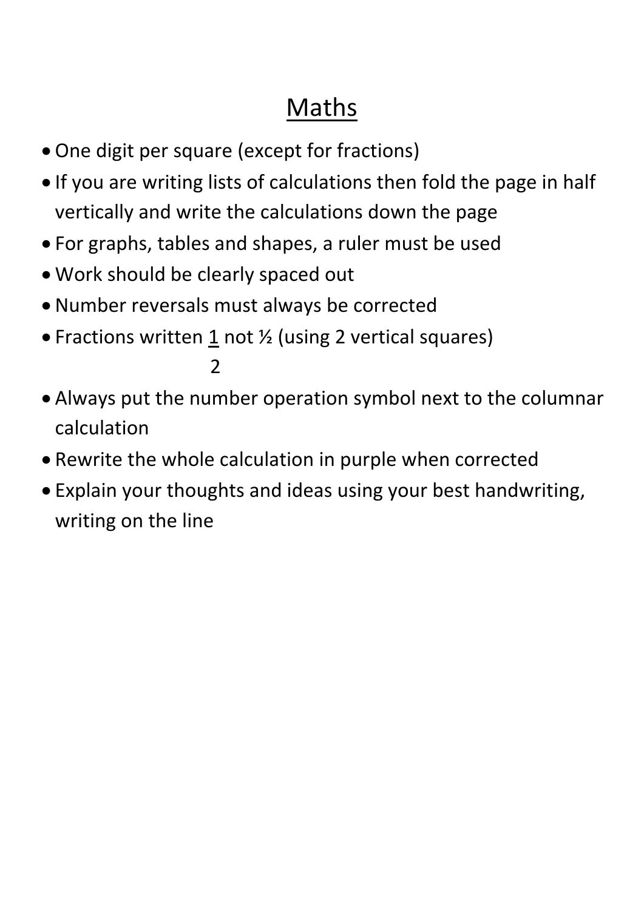# Maths

- One digit per square (except for fractions)
- If you are writing lists of calculations then fold the page in half vertically and write the calculations down the page
- For graphs, tables and shapes, a ruler must be used
- Work should be clearly spaced out
- Number reversals must always be corrected
- Fractions written $\frac{1}{2}$ not ½ (using 2 vertical squares)
- Always put the number operation symbol next to the columnar calculation
- Rewrite the whole calculation in purple when corrected
- Explain your thoughts and ideas using your best handwriting, writing on the line